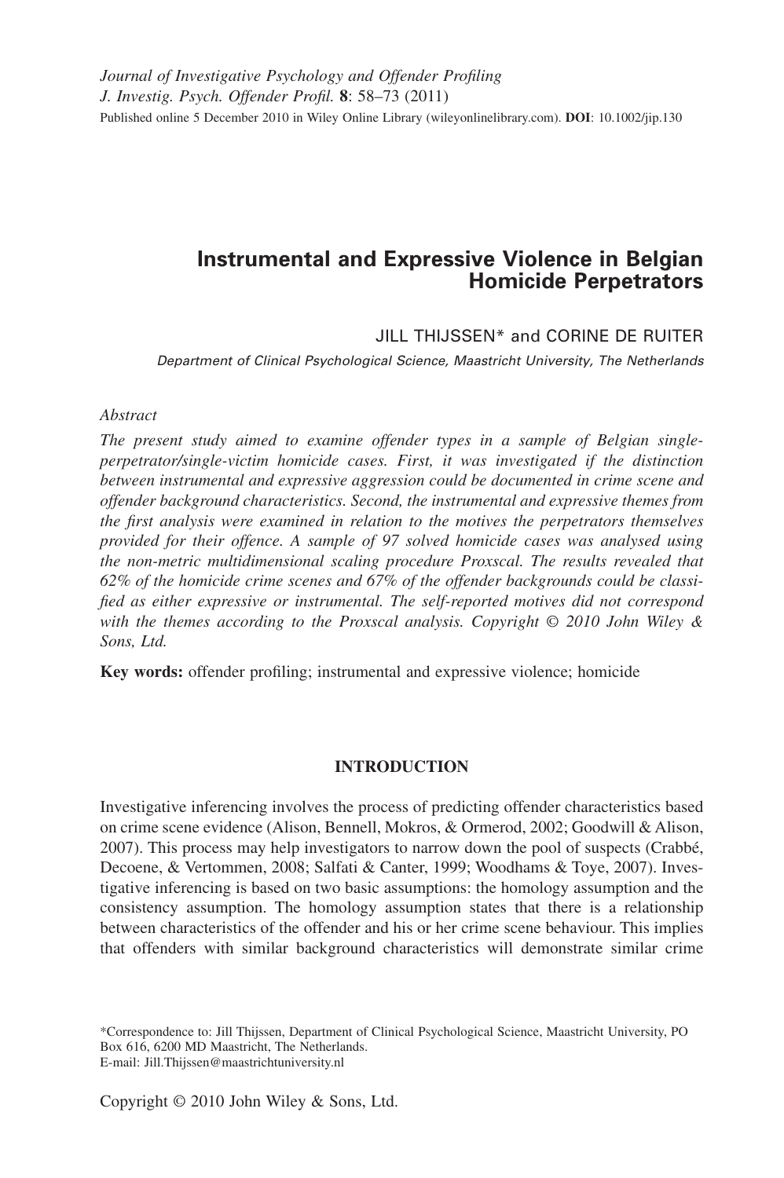# Instrumental and Expressive Violence in Belgian Homicide Perpetrators

JILL THIJSSEN* and CORINE DE RUITER

*Department of Clinical Psychological Science, Maastricht University, The Netherlands*

*Abstract*

*The present study aimed to examine offender types in a sample of Belgian single-perpetrator/single-victim homicide cases. First, it was investigated if the distinction between instrumental and expressive aggression could be documented in crime scene and offender background characteristics. Second, the instrumental and expressive themes from the first analysis were examined in relation to the motives the perpetrators themselves provided for their offence. A sample of 97 solved homicide cases was analysed using the non-metric multidimensional scaling procedure Proxscal. The results revealed that 62% of the homicide crime scenes and 67% of the offender backgrounds could be classified as either expressive or instrumental. The self-reported motives did not correspond with the themes according to the Proxscal analysis. Copyright © 2010 John Wiley & Sons, Ltd.*

**Key words:** offender profiling; instrumental and expressive violence; homicide

## INTRODUCTION

Investigative inferencing involves the process of predicting offender characteristics based on crime scene evidence (Alison, Bennell, Mokros, & Ormerod, 2002; Goodwill & Alison, 2007). This process may help investigators to narrow down the pool of suspects (Crabbé, Decoene, & Vertommen, 2008; Salfati & Canter, 1999; Woodhams & Toye, 2007). Investigative inferencing is based on two basic assumptions: the homology assumption and the consistency assumption. The homology assumption states that there is a relationship between characteristics of the offender and his or her crime scene behaviour. This implies that offenders with similar background characteristics will demonstrate similar crime

*Correspondence to: Jill Thijssen, Department of Clinical Psychological Science, Maastricht University, PO Box 616, 6200 MD Maastricht, The Netherlands.
E-mail: Jill.Thijssen@maastrichtuniversity.nl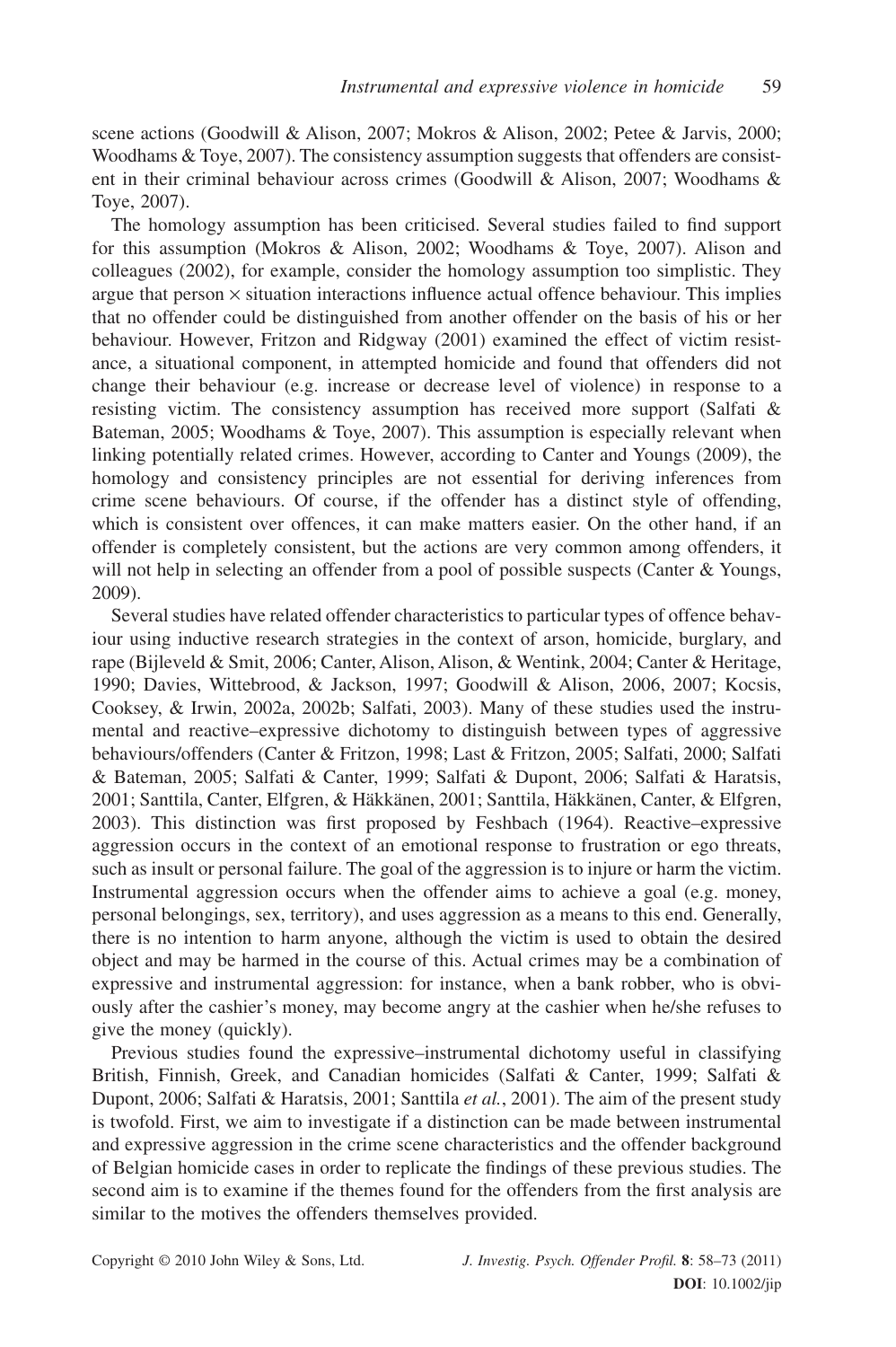scene actions (Goodwill & Alison, 2007; Mokros & Alison, 2002; Petee & Jarvis, 2000; Woodhams & Toye, 2007). The consistency assumption suggests that offenders are consistent in their criminal behaviour across crimes (Goodwill & Alison, 2007; Woodhams & Toye, 2007).

The homology assumption has been criticised. Several studies failed to find support for this assumption (Mokros & Alison, 2002; Woodhams & Toye, 2007). Alison and colleagues (2002), for example, consider the homology assumption too simplistic. They argue that person $\times$ situation interactions influence actual offence behaviour. This implies that no offender could be distinguished from another offender on the basis of his or her behaviour. However, Fritzon and Ridgway (2001) examined the effect of victim resistance, a situational component, in attempted homicide and found that offenders did not change their behaviour (e.g. increase or decrease level of violence) in response to a resisting victim. The consistency assumption has received more support (Salfati & Bateman, 2005; Woodhams & Toye, 2007). This assumption is especially relevant when linking potentially related crimes. However, according to Canter and Youngs (2009), the homology and consistency principles are not essential for deriving inferences from crime scene behaviours. Of course, if the offender has a distinct style of offending, which is consistent over offences, it can make matters easier. On the other hand, if an offender is completely consistent, but the actions are very common among offenders, it will not help in selecting an offender from a pool of possible suspects (Canter & Youngs, 2009).

Several studies have related offender characteristics to particular types of offence behaviour using inductive research strategies in the context of arson, homicide, burglary, and rape (Bijleveld & Smit, 2006; Canter, Alison, Alison, & Wentink, 2004; Canter & Heritage, 1990; Davies, Wittebrood, & Jackson, 1997; Goodwill & Alison, 2006, 2007; Kocsis, Cooksey, & Irwin, 2002a, 2002b; Salfati, 2003). Many of these studies used the instrumental and reactive–expressive dichotomy to distinguish between types of aggressive behaviours/offenders (Canter & Fritzon, 1998; Last & Fritzon, 2005; Salfati, 2000; Salfati & Bateman, 2005; Salfati & Canter, 1999; Salfati & Dupont, 2006; Salfati & Haratsis, 2001; Santtila, Canter, Elfgren, & Häkkänen, 2001; Santtila, Häkkänen, Canter, & Elfgren, 2003). This distinction was first proposed by Feshbach (1964). Reactive–expressive aggression occurs in the context of an emotional response to frustration or ego threats, such as insult or personal failure. The goal of the aggression is to injure or harm the victim. Instrumental aggression occurs when the offender aims to achieve a goal (e.g. money, personal belongings, sex, territory), and uses aggression as a means to this end. Generally, there is no intention to harm anyone, although the victim is used to obtain the desired object and may be harmed in the course of this. Actual crimes may be a combination of expressive and instrumental aggression: for instance, when a bank robber, who is obviously after the cashier's money, may become angry at the cashier when he/she refuses to give the money (quickly).

Previous studies found the expressive–instrumental dichotomy useful in classifying British, Finnish, Greek, and Canadian homicides (Salfati & Canter, 1999; Salfati & Dupont, 2006; Salfati & Haratsis, 2001; Santtila *et al.*, 2001). The aim of the present study is twofold. First, we aim to investigate if a distinction can be made between instrumental and expressive aggression in the crime scene characteristics and the offender background of Belgian homicide cases in order to replicate the findings of these previous studies. The second aim is to examine if the themes found for the offenders from the first analysis are similar to the motives the offenders themselves provided.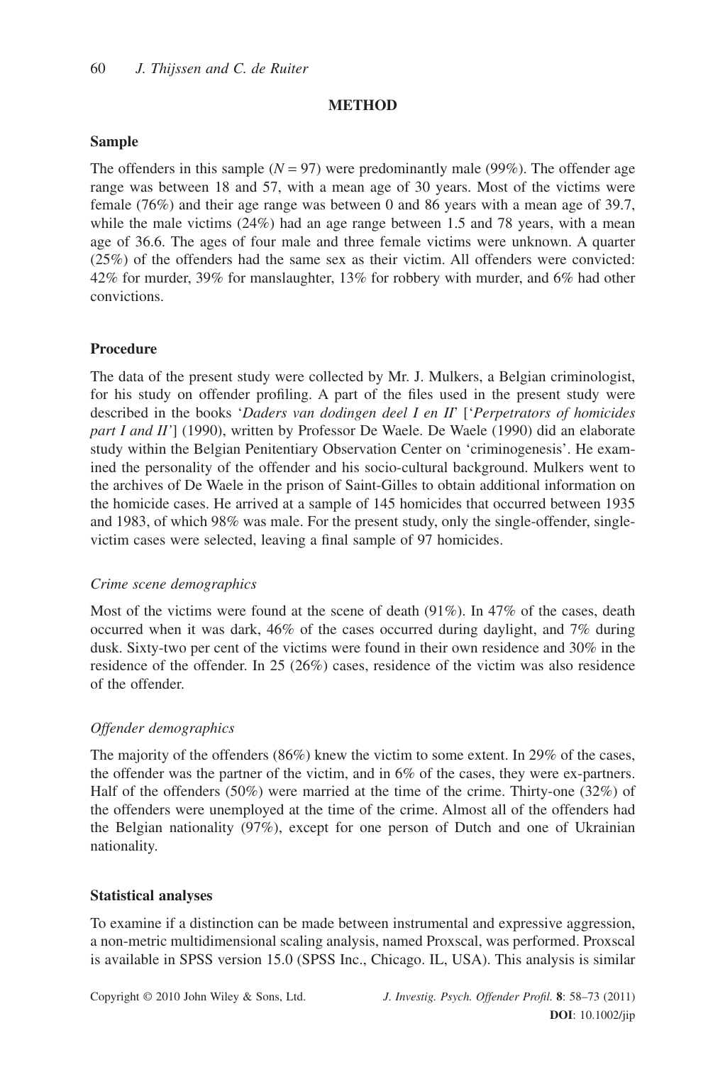## METHOD

### Sample

The offenders in this sample ($N = 97$) were predominantly male (99%). The offender age range was between 18 and 57, with a mean age of 30 years. Most of the victims were female (76%) and their age range was between 0 and 86 years with a mean age of 39.7, while the male victims (24%) had an age range between 1.5 and 78 years, with a mean age of 36.6. The ages of four male and three female victims were unknown. A quarter (25%) of the offenders had the same sex as their victim. All offenders were convicted: 42% for murder, 39% for manslaughter, 13% for robbery with murder, and 6% had other convictions.

### Procedure

The data of the present study were collected by Mr. J. Mulkers, a Belgian criminologist, for his study on offender profiling. A part of the files used in the present study were described in the books '*Daders van dodingen deel I en II*' ['*Perpetrators of homicides part I and II'*] (1990), written by Professor De Waele. De Waele (1990) did an elaborate study within the Belgian Penitentiary Observation Center on 'criminogenesis'. He examined the personality of the offender and his socio-cultural background. Mulkers went to the archives of De Waele in the prison of Saint-Gilles to obtain additional information on the homicide cases. He arrived at a sample of 145 homicides that occurred between 1935 and 1983, of which 98% was male. For the present study, only the single-offender, single-victim cases were selected, leaving a final sample of 97 homicides.

#### *Crime scene demographics*

Most of the victims were found at the scene of death (91%). In 47% of the cases, death occurred when it was dark, 46% of the cases occurred during daylight, and 7% during dusk. Sixty-two per cent of the victims were found in their own residence and 30% in the residence of the offender. In 25 (26%) cases, residence of the victim was also residence of the offender.

#### *Offender demographics*

The majority of the offenders (86%) knew the victim to some extent. In 29% of the cases, the offender was the partner of the victim, and in 6% of the cases, they were ex-partners. Half of the offenders (50%) were married at the time of the crime. Thirty-one (32%) of the offenders were unemployed at the time of the crime. Almost all of the offenders had the Belgian nationality (97%), except for one person of Dutch and one of Ukrainian nationality.

### Statistical analyses

To examine if a distinction can be made between instrumental and expressive aggression, a non-metric multidimensional scaling analysis, named Proxscal, was performed. Proxscal is available in SPSS version 15.0 (SPSS Inc., Chicago. IL, USA). This analysis is similar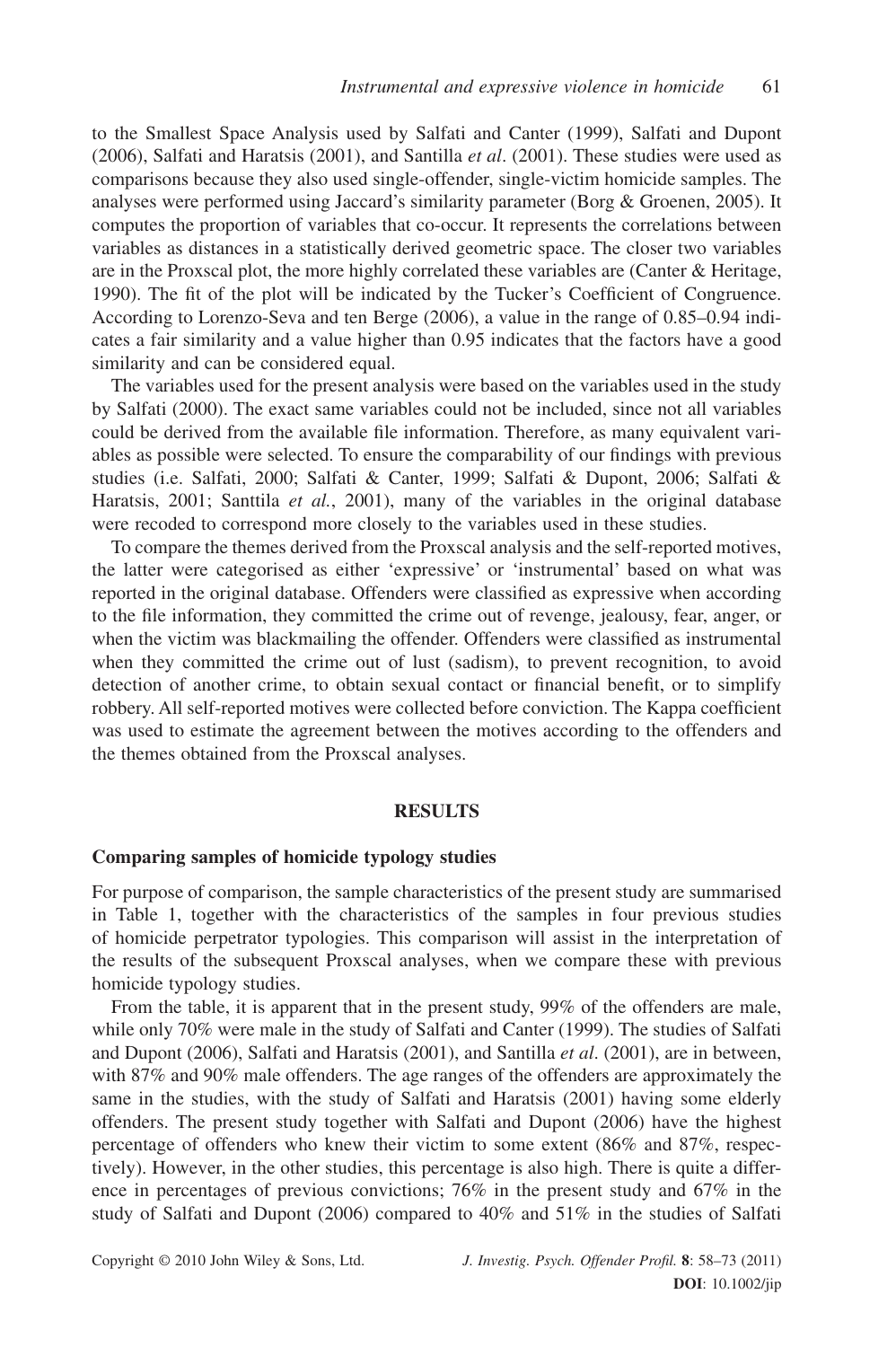to the Smallest Space Analysis used by Salfati and Canter (1999), Salfati and Dupont (2006), Salfati and Haratsis (2001), and Santilla *et al*. (2001). These studies were used as comparisons because they also used single-offender, single-victim homicide samples. The analyses were performed using Jaccard's similarity parameter (Borg & Groenen, 2005). It computes the proportion of variables that co-occur. It represents the correlations between variables as distances in a statistically derived geometric space. The closer two variables are in the Proxscal plot, the more highly correlated these variables are (Canter & Heritage, 1990). The fit of the plot will be indicated by the Tucker's Coefficient of Congruence. According to Lorenzo-Seva and ten Berge (2006), a value in the range of 0.85–0.94 indicates a fair similarity and a value higher than 0.95 indicates that the factors have a good similarity and can be considered equal.

The variables used for the present analysis were based on the variables used in the study by Salfati (2000). The exact same variables could not be included, since not all variables could be derived from the available file information. Therefore, as many equivalent variables as possible were selected. To ensure the comparability of our findings with previous studies (i.e. Salfati, 2000; Salfati & Canter, 1999; Salfati & Dupont, 2006; Salfati & Haratsis, 2001; Santtila *et al.*, 2001), many of the variables in the original database were recoded to correspond more closely to the variables used in these studies.

To compare the themes derived from the Proxscal analysis and the self-reported motives, the latter were categorised as either 'expressive' or 'instrumental' based on what was reported in the original database. Offenders were classified as expressive when according to the file information, they committed the crime out of revenge, jealousy, fear, anger, or when the victim was blackmailing the offender. Offenders were classified as instrumental when they committed the crime out of lust (sadism), to prevent recognition, to avoid detection of another crime, to obtain sexual contact or financial benefit, or to simplify robbery. All self-reported motives were collected before conviction. The Kappa coefficient was used to estimate the agreement between the motives according to the offenders and the themes obtained from the Proxscal analyses.

## RESULTS

### Comparing samples of homicide typology studies

For purpose of comparison, the sample characteristics of the present study are summarised in Table 1, together with the characteristics of the samples in four previous studies of homicide perpetrator typologies. This comparison will assist in the interpretation of the results of the subsequent Proxscal analyses, when we compare these with previous homicide typology studies.

From the table, it is apparent that in the present study, 99% of the offenders are male, while only 70% were male in the study of Salfati and Canter (1999). The studies of Salfati and Dupont (2006), Salfati and Haratsis (2001), and Santilla *et al*. (2001), are in between, with 87% and 90% male offenders. The age ranges of the offenders are approximately the same in the studies, with the study of Salfati and Haratsis (2001) having some elderly offenders. The present study together with Salfati and Dupont (2006) have the highest percentage of offenders who knew their victim to some extent (86% and 87%, respectively). However, in the other studies, this percentage is also high. There is quite a difference in percentages of previous convictions; 76% in the present study and 67% in the study of Salfati and Dupont (2006) compared to 40% and 51% in the studies of Salfati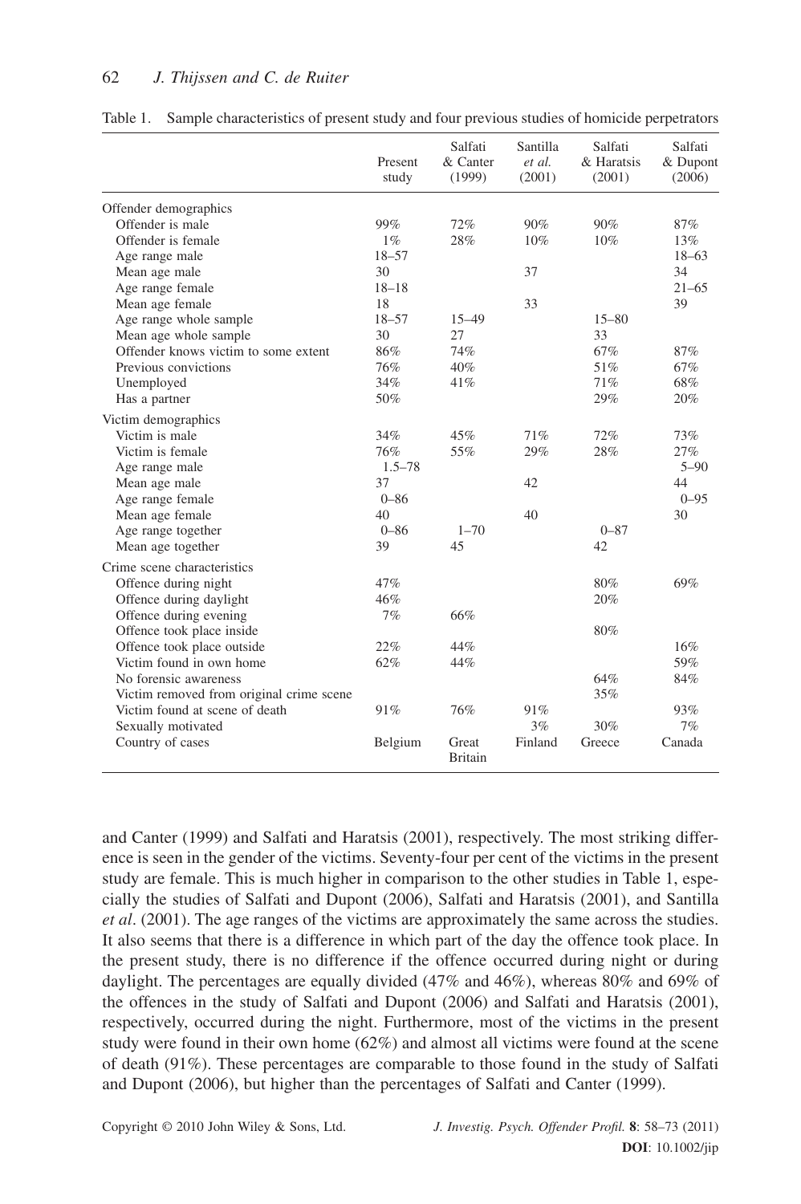Table 1. Sample characteristics of present study and four previous studies of homicide perpetrators

| | Present study | Salfati & Canter (1999) | Santilla *et al.* (2001) | Salfati & Haratsis (2001) | Salfati & Dupont (2006) |
|---|---|---|---|---|---|
| Offender demographics | | | | | |
| Offender is male | 99% | 72% | 90% | 90% | 87% |
| Offender is female | 1% | 28% | 10% | 10% | 13% |
| Age range male | 18–57 | | | | 18–63 |
| Mean age male | 30 | | 37 | | 34 |
| Age range female | 18–18 | | | | 21–65 |
| Mean age female | 18 | | 33 | | 39 |
| Age range whole sample | 18–57 | 15–49 | | 15–80 | |
| Mean age whole sample | 30 | 27 | | 33 | |
| Offender knows victim to some extent | 86% | 74% | | 67% | 87% |
| Previous convictions | 76% | 40% | | 51% | 67% |
| Unemployed | 34% | 41% | | 71% | 68% |
| Has a partner | 50% | | | 29% | 20% |
| Victim demographics | | | | | |
| Victim is male | 34% | 45% | 71% | 72% | 73% |
| Victim is female | 76% | 55% | 29% | 28% | 27% |
| Age range male | 1.5–78 | | | | 5–90 |
| Mean age male | 37 | | 42 | | 44 |
| Age range female | 0–86 | | | | 0–95 |
| Mean age female | 40 | | 40 | | 30 |
| Age range together | 0–86 | 1–70 | | 0–87 | |
| Mean age together | 39 | 45 | | 42 | |
| Crime scene characteristics | | | | | |
| Offence during night | 47% | | | 80% | 69% |
| Offence during daylight | 46% | | | 20% | |
| Offence during evening | 7% | 66% | | | |
| Offence took place inside | | | | 80% | |
| Offence took place outside | 22% | 44% | | | 16% |
| Victim found in own home | 62% | 44% | | | 59% |
| No forensic awareness | | | | 64% | 84% |
| Victim removed from original crime scene | | | | 35% | |
| Victim found at scene of death | 91% | 76% | 91% | | 93% |
| Sexually motivated | | | 3% | 30% | 7% |
| Country of cases | Belgium | Great Britain | Finland | Greece | Canada |

and Canter (1999) and Salfati and Haratsis (2001), respectively. The most striking difference is seen in the gender of the victims. Seventy-four per cent of the victims in the present study are female. This is much higher in comparison to the other studies in Table 1, especially the studies of Salfati and Dupont (2006), Salfati and Haratsis (2001), and Santilla *et al*. (2001). The age ranges of the victims are approximately the same across the studies. It also seems that there is a difference in which part of the day the offence took place. In the present study, there is no difference if the offence occurred during night or during daylight. The percentages are equally divided (47% and 46%), whereas 80% and 69% of the offences in the study of Salfati and Dupont (2006) and Salfati and Haratsis (2001), respectively, occurred during the night. Furthermore, most of the victims in the present study were found in their own home (62%) and almost all victims were found at the scene of death (91%). These percentages are comparable to those found in the study of Salfati and Dupont (2006), but higher than the percentages of Salfati and Canter (1999).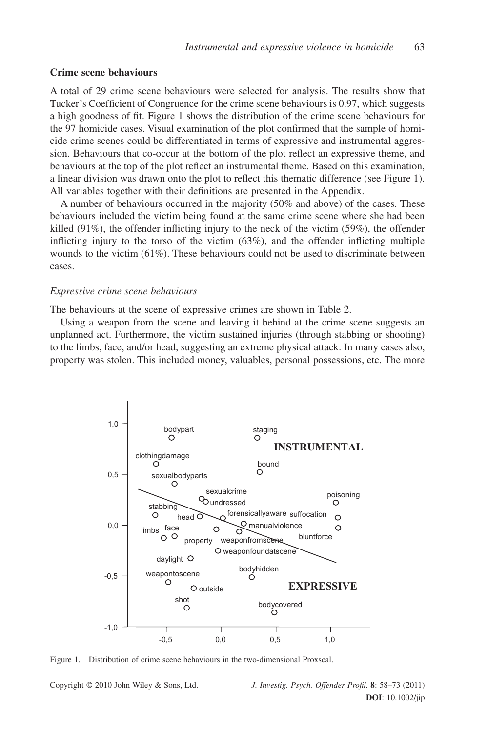### Crime scene behaviours

A total of 29 crime scene behaviours were selected for analysis. The results show that Tucker's Coefficient of Congruence for the crime scene behaviours is 0.97, which suggests a high goodness of fit. Figure 1 shows the distribution of the crime scene behaviours for the 97 homicide cases. Visual examination of the plot confirmed that the sample of homicide crime scenes could be differentiated in terms of expressive and instrumental aggression. Behaviours that co-occur at the bottom of the plot reflect an expressive theme, and behaviours at the top of the plot reflect an instrumental theme. Based on this examination, a linear division was drawn onto the plot to reflect this thematic difference (see Figure 1). All variables together with their definitions are presented in the Appendix.

A number of behaviours occurred in the majority (50% and above) of the cases. These behaviours included the victim being found at the same crime scene where she had been killed (91%), the offender inflicting injury to the neck of the victim (59%), the offender inflicting injury to the torso of the victim (63%), and the offender inflicting multiple wounds to the victim (61%). These behaviours could not be used to discriminate between cases.

#### *Expressive crime scene behaviours*

The behaviours at the scene of expressive crimes are shown in Table 2.

Using a weapon from the scene and leaving it behind at the crime scene suggests an unplanned act. Furthermore, the victim sustained injuries (through stabbing or shooting) to the limbs, face, and/or head, suggesting an extreme physical attack. In many cases also, property was stolen. This included money, valuables, personal possessions, etc. The more

Figure 1. Distribution of crime scene behaviours in the two-dimensional Proxscal.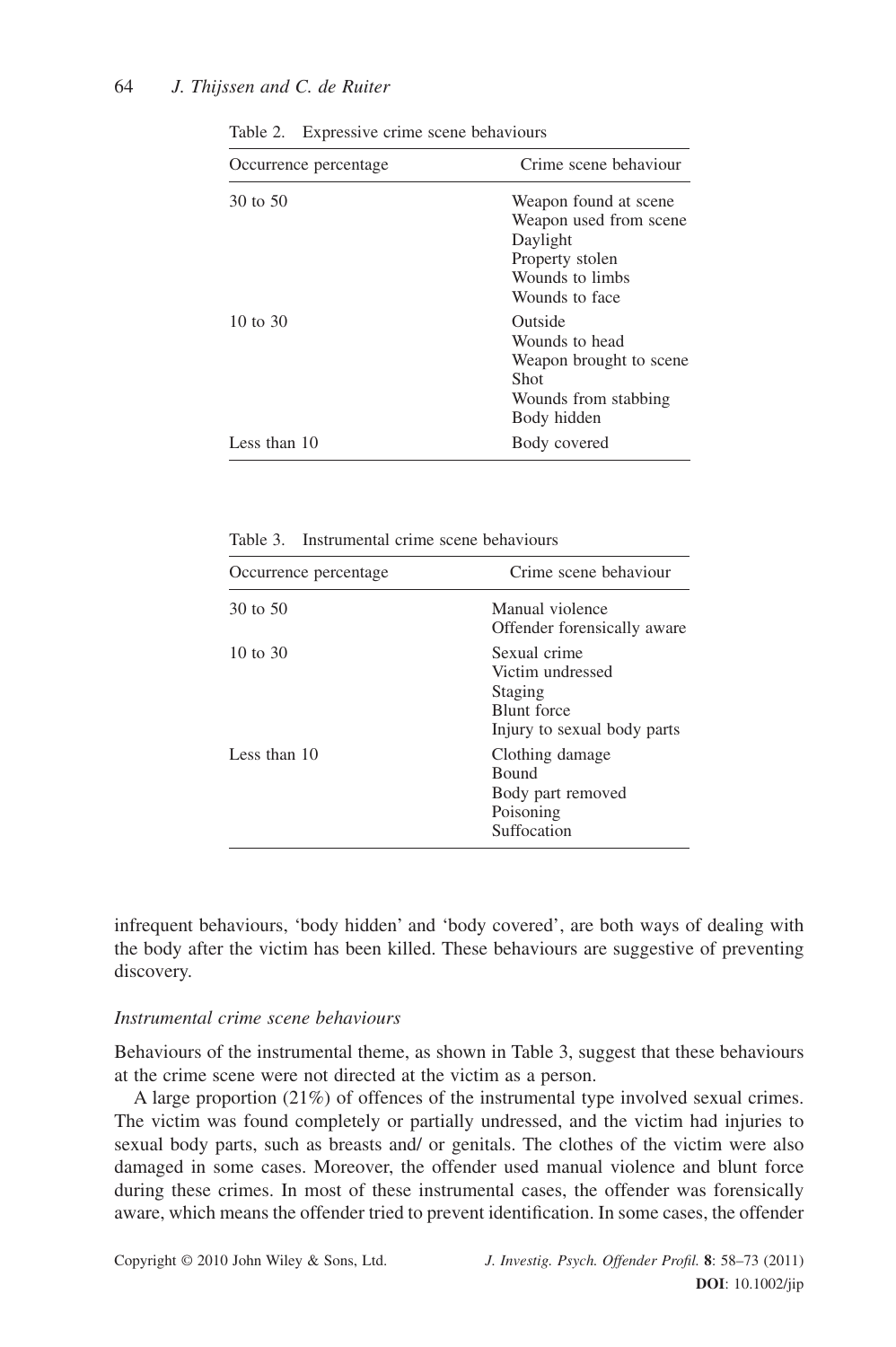Table 2. Expressive crime scene behaviours

| Occurrence percentage | Crime scene behaviour |
| --- | --- |
| 30 to 50 | Weapon found at scene |
| | Weapon used from scene |
| | Daylight |
| | Property stolen |
| | Wounds to limbs |
| | Wounds to face |
| 10 to 30 | Outside |
| | Wounds to head |
| | Weapon brought to scene |
| | Shot |
| | Wounds from stabbing |
| | Body hidden |
| Less than 10 | Body covered |

Table 3. Instrumental crime scene behaviours

| Occurrence percentage | Crime scene behaviour |
| --- | --- |
| 30 to 50 | Manual violence |
| | Offender forensically aware |
| 10 to 30 | Sexual crime |
| | Victim undressed |
| | Staging |
| | Blunt force |
| | Injury to sexual body parts |
| Less than 10 | Clothing damage |
| | Bound |
| | Body part removed |
| | Poisoning |
| | Suffocation |

infrequent behaviours, 'body hidden' and 'body covered', are both ways of dealing with the body after the victim has been killed. These behaviours are suggestive of preventing discovery.

### *Instrumental crime scene behaviours*

Behaviours of the instrumental theme, as shown in Table 3, suggest that these behaviours at the crime scene were not directed at the victim as a person.

A large proportion (21%) of offences of the instrumental type involved sexual crimes. The victim was found completely or partially undressed, and the victim had injuries to sexual body parts, such as breasts and/ or genitals. The clothes of the victim were also damaged in some cases. Moreover, the offender used manual violence and blunt force during these crimes. In most of these instrumental cases, the offender was forensically aware, which means the offender tried to prevent identification. In some cases, the offender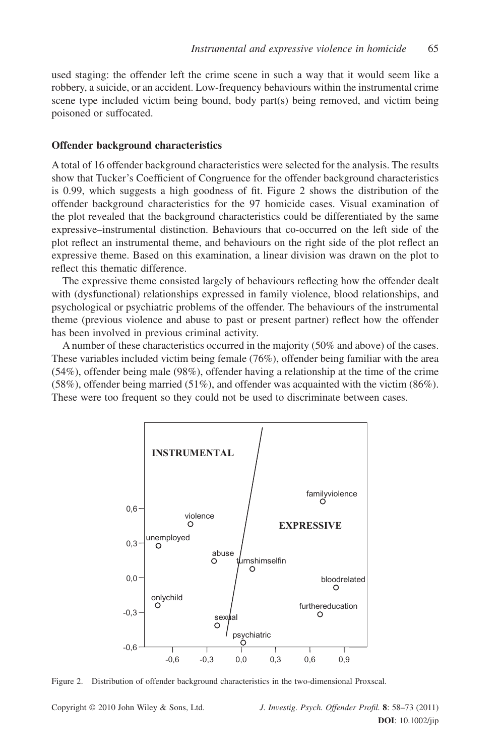used staging: the offender left the crime scene in such a way that it would seem like a robbery, a suicide, or an accident. Low-frequency behaviours within the instrumental crime scene type included victim being bound, body part(s) being removed, and victim being poisoned or suffocated.

### Offender background characteristics

A total of 16 offender background characteristics were selected for the analysis. The results show that Tucker's Coefficient of Congruence for the offender background characteristics is 0.99, which suggests a high goodness of fit. Figure 2 shows the distribution of the offender background characteristics for the 97 homicide cases. Visual examination of the plot revealed that the background characteristics could be differentiated by the same expressive–instrumental distinction. Behaviours that co-occurred on the left side of the plot reflect an instrumental theme, and behaviours on the right side of the plot reflect an expressive theme. Based on this examination, a linear division was drawn on the plot to reflect this thematic difference.

The expressive theme consisted largely of behaviours reflecting how the offender dealt with (dysfunctional) relationships expressed in family violence, blood relationships, and psychological or psychiatric problems of the offender. The behaviours of the instrumental theme (previous violence and abuse to past or present partner) reflect how the offender has been involved in previous criminal activity.

A number of these characteristics occurred in the majority (50% and above) of the cases. These variables included victim being female (76%), offender being familiar with the area (54%), offender being male (98%), offender having a relationship at the time of the crime (58%), offender being married (51%), and offender was acquainted with the victim (86%). These were too frequent so they could not be used to discriminate between cases.

Figure 2. Distribution of offender background characteristics in the two-dimensional Proxscal.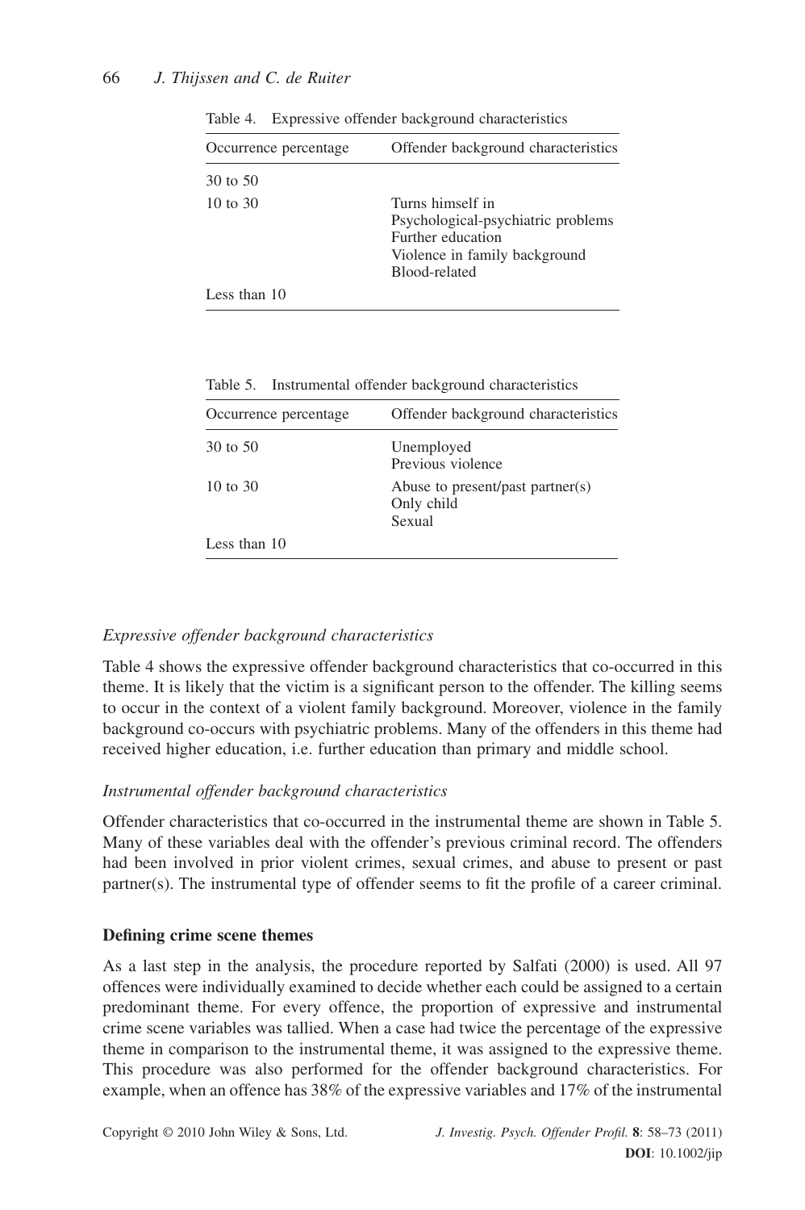Table 4. Expressive offender background characteristics

| Occurrence percentage | Offender background characteristics |
|---|---|
| 30 to 50 | |
| 10 to 30 | Turns himself in<br>Psychological-psychiatric problems<br>Further education<br>Violence in family background<br>Blood-related |
| Less than 10 | |

Table 5. Instrumental offender background characteristics

| Occurrence percentage | Offender background characteristics |
|---|---|
| 30 to 50 | Unemployed<br>Previous violence |
| 10 to 30 | Abuse to present/past partner(s)<br>Only child<br>Sexual |
| Less than 10 | |

*Expressive offender background characteristics*

Table 4 shows the expressive offender background characteristics that co-occurred in this theme. It is likely that the victim is a significant person to the offender. The killing seems to occur in the context of a violent family background. Moreover, violence in the family background co-occurs with psychiatric problems. Many of the offenders in this theme had received higher education, i.e. further education than primary and middle school.

*Instrumental offender background characteristics*

Offender characteristics that co-occurred in the instrumental theme are shown in Table 5. Many of these variables deal with the offender's previous criminal record. The offenders had been involved in prior violent crimes, sexual crimes, and abuse to present or past partner(s). The instrumental type of offender seems to fit the profile of a career criminal.

**Defining crime scene themes**

As a last step in the analysis, the procedure reported by Salfati (2000) is used. All 97 offences were individually examined to decide whether each could be assigned to a certain predominant theme. For every offence, the proportion of expressive and instrumental crime scene variables was tallied. When a case had twice the percentage of the expressive theme in comparison to the instrumental theme, it was assigned to the expressive theme. This procedure was also performed for the offender background characteristics. For example, when an offence has 38% of the expressive variables and 17% of the instrumental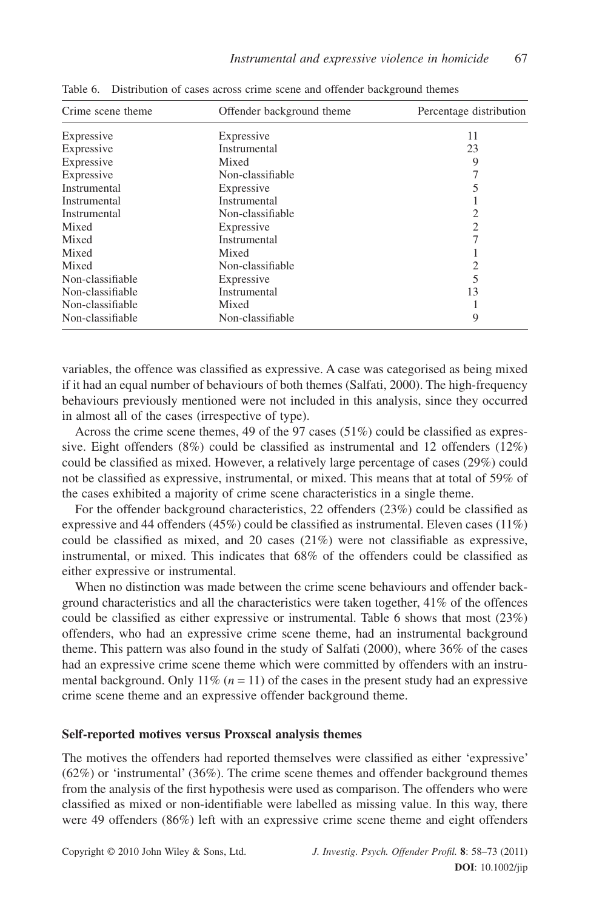Table 6. Distribution of cases across crime scene and offender background themes

| Crime scene theme | Offender background theme | Percentage distribution |
|---|---|---|
| Expressive | Expressive | 11 |
| Expressive | Instrumental | 23 |
| Expressive | Mixed | 9 |
| Expressive | Non-classifiable | 7 |
| Instrumental | Expressive | 5 |
| Instrumental | Instrumental | 1 |
| Instrumental | Non-classifiable | 2 |
| Mixed | Expressive | 2 |
| Mixed | Instrumental | 7 |
| Mixed | Mixed | 1 |
| Mixed | Non-classifiable | 2 |
| Non-classifiable | Expressive | 5 |
| Non-classifiable | Instrumental | 13 |
| Non-classifiable | Mixed | 1 |
| Non-classifiable | Non-classifiable | 9 |

variables, the offence was classified as expressive. A case was categorised as being mixed if it had an equal number of behaviours of both themes (Salfati, 2000). The high-frequency behaviours previously mentioned were not included in this analysis, since they occurred in almost all of the cases (irrespective of type).

Across the crime scene themes, 49 of the 97 cases (51%) could be classified as expressive. Eight offenders (8%) could be classified as instrumental and 12 offenders (12%) could be classified as mixed. However, a relatively large percentage of cases (29%) could not be classified as expressive, instrumental, or mixed. This means that at total of 59% of the cases exhibited a majority of crime scene characteristics in a single theme.

For the offender background characteristics, 22 offenders (23%) could be classified as expressive and 44 offenders (45%) could be classified as instrumental. Eleven cases (11%) could be classified as mixed, and 20 cases (21%) were not classifiable as expressive, instrumental, or mixed. This indicates that 68% of the offenders could be classified as either expressive or instrumental.

When no distinction was made between the crime scene behaviours and offender background characteristics and all the characteristics were taken together, 41% of the offences could be classified as either expressive or instrumental. Table 6 shows that most (23%) offenders, who had an expressive crime scene theme, had an instrumental background theme. This pattern was also found in the study of Salfati (2000), where 36% of the cases had an expressive crime scene theme which were committed by offenders with an instrumental background. Only 11% ($n = 11$) of the cases in the present study had an expressive crime scene theme and an expressive offender background theme.

**Self-reported motives versus Proxscal analysis themes**

The motives the offenders had reported themselves were classified as either 'expressive' (62%) or 'instrumental' (36%). The crime scene themes and offender background themes from the analysis of the first hypothesis were used as comparison. The offenders who were classified as mixed or non-identifiable were labelled as missing value. In this way, there were 49 offenders (86%) left with an expressive crime scene theme and eight offenders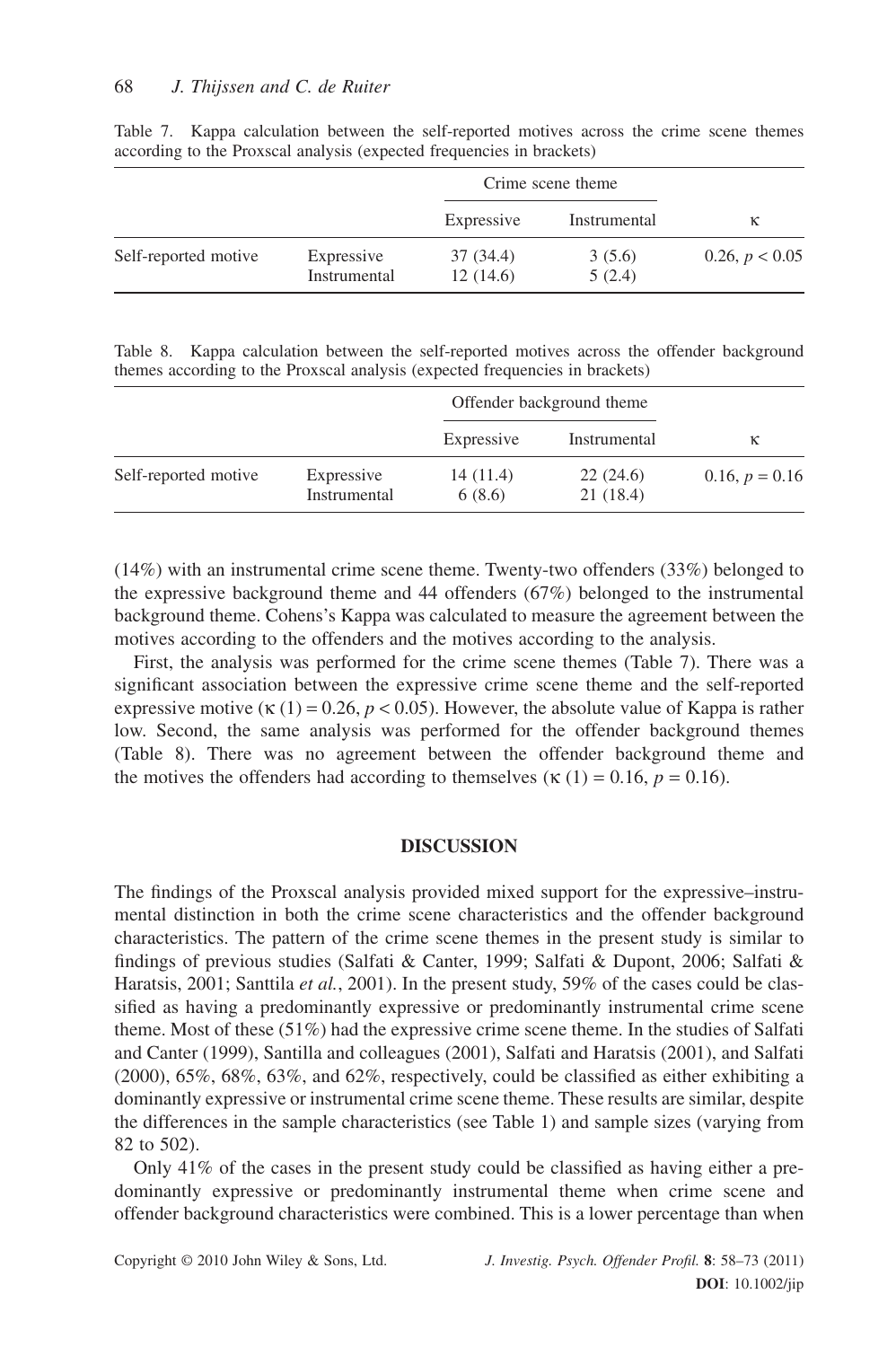Table 7. Kappa calculation between the self-reported motives across the crime scene themes according to the Proxscal analysis (expected frequencies in brackets)

| | | Crime scene theme | | |
|---|---|---|---|---|
| | | Expressive | Instrumental | κ |
| Self-reported motive | Expressive | 37 (34.4) | 3 (5.6) | 0.26, $p < 0.05$ |
| | Instrumental | 12 (14.6) | 5 (2.4) | |

Table 8. Kappa calculation between the self-reported motives across the offender background themes according to the Proxscal analysis (expected frequencies in brackets)

| | | Offender background theme | | |
|---|---|---|---|---|
| | | Expressive | Instrumental | κ |
| Self-reported motive | Expressive | 14 (11.4) | 22 (24.6) | 0.16, $p = 0.16$ |
| | Instrumental | 6 (8.6) | 21 (18.4) | |

(14%) with an instrumental crime scene theme. Twenty-two offenders (33%) belonged to the expressive background theme and 44 offenders (67%) belonged to the instrumental background theme. Cohens's Kappa was calculated to measure the agreement between the motives according to the offenders and the motives according to the analysis.

First, the analysis was performed for the crime scene themes (Table 7). There was a significant association between the expressive crime scene theme and the self-reported expressive motive ($\kappa\ (1) = 0.26$, $p < 0.05$). However, the absolute value of Kappa is rather low. Second, the same analysis was performed for the offender background themes (Table 8). There was no agreement between the offender background theme and the motives the offenders had according to themselves ($\kappa\ (1) = 0.16$, $p = 0.16$).

## DISCUSSION

The findings of the Proxscal analysis provided mixed support for the expressive–instrumental distinction in both the crime scene characteristics and the offender background characteristics. The pattern of the crime scene themes in the present study is similar to findings of previous studies (Salfati & Canter, 1999; Salfati & Dupont, 2006; Salfati & Haratsis, 2001; Santtila *et al.*, 2001). In the present study, 59% of the cases could be classified as having a predominantly expressive or predominantly instrumental crime scene theme. Most of these (51%) had the expressive crime scene theme. In the studies of Salfati and Canter (1999), Santilla and colleagues (2001), Salfati and Haratsis (2001), and Salfati (2000), 65%, 68%, 63%, and 62%, respectively, could be classified as either exhibiting a dominantly expressive or instrumental crime scene theme. These results are similar, despite the differences in the sample characteristics (see Table 1) and sample sizes (varying from 82 to 502).

Only 41% of the cases in the present study could be classified as having either a predominantly expressive or predominantly instrumental theme when crime scene and offender background characteristics were combined. This is a lower percentage than when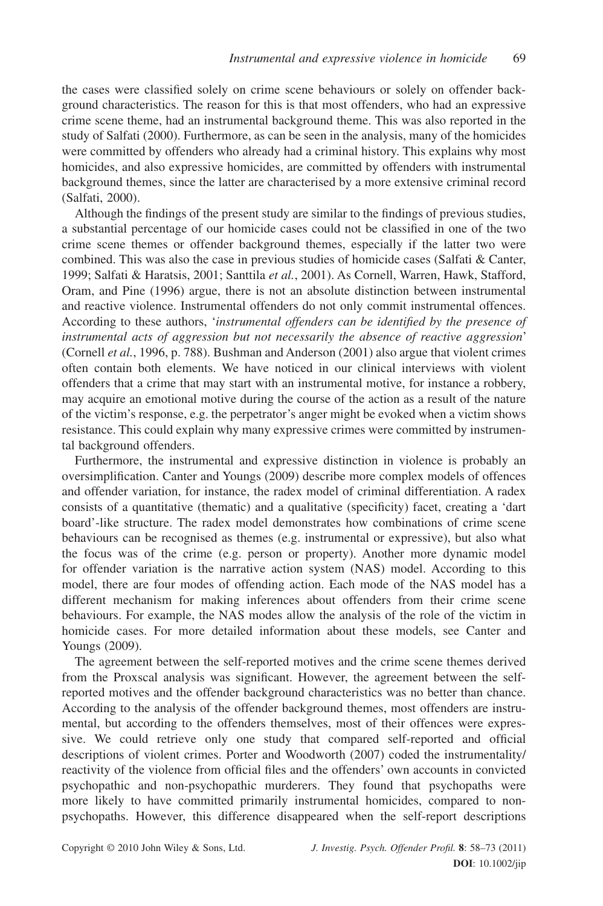the cases were classified solely on crime scene behaviours or solely on offender background characteristics. The reason for this is that most offenders, who had an expressive crime scene theme, had an instrumental background theme. This was also reported in the study of Salfati (2000). Furthermore, as can be seen in the analysis, many of the homicides were committed by offenders who already had a criminal history. This explains why most homicides, and also expressive homicides, are committed by offenders with instrumental background themes, since the latter are characterised by a more extensive criminal record (Salfati, 2000).

Although the findings of the present study are similar to the findings of previous studies, a substantial percentage of our homicide cases could not be classified in one of the two crime scene themes or offender background themes, especially if the latter two were combined. This was also the case in previous studies of homicide cases (Salfati & Canter, 1999; Salfati & Haratsis, 2001; Santtila *et al.*, 2001). As Cornell, Warren, Hawk, Stafford, Oram, and Pine (1996) argue, there is not an absolute distinction between instrumental and reactive violence. Instrumental offenders do not only commit instrumental offences. According to these authors, '*instrumental offenders can be identified by the presence of instrumental acts of aggression but not necessarily the absence of reactive aggression*' (Cornell *et al.*, 1996, p. 788). Bushman and Anderson (2001) also argue that violent crimes often contain both elements. We have noticed in our clinical interviews with violent offenders that a crime that may start with an instrumental motive, for instance a robbery, may acquire an emotional motive during the course of the action as a result of the nature of the victim's response, e.g. the perpetrator's anger might be evoked when a victim shows resistance. This could explain why many expressive crimes were committed by instrumental background offenders.

Furthermore, the instrumental and expressive distinction in violence is probably an oversimplification. Canter and Youngs (2009) describe more complex models of offences and offender variation, for instance, the radex model of criminal differentiation. A radex consists of a quantitative (thematic) and a qualitative (specificity) facet, creating a 'dart board'-like structure. The radex model demonstrates how combinations of crime scene behaviours can be recognised as themes (e.g. instrumental or expressive), but also what the focus was of the crime (e.g. person or property). Another more dynamic model for offender variation is the narrative action system (NAS) model. According to this model, there are four modes of offending action. Each mode of the NAS model has a different mechanism for making inferences about offenders from their crime scene behaviours. For example, the NAS modes allow the analysis of the role of the victim in homicide cases. For more detailed information about these models, see Canter and Youngs (2009).

The agreement between the self-reported motives and the crime scene themes derived from the Proxscal analysis was significant. However, the agreement between the self-reported motives and the offender background characteristics was no better than chance. According to the analysis of the offender background themes, most offenders are instrumental, but according to the offenders themselves, most of their offences were expressive. We could retrieve only one study that compared self-reported and official descriptions of violent crimes. Porter and Woodworth (2007) coded the instrumentality/reactivity of the violence from official files and the offenders' own accounts in convicted psychopathic and non-psychopathic murderers. They found that psychopaths were more likely to have committed primarily instrumental homicides, compared to non-psychopaths. However, this difference disappeared when the self-report descriptions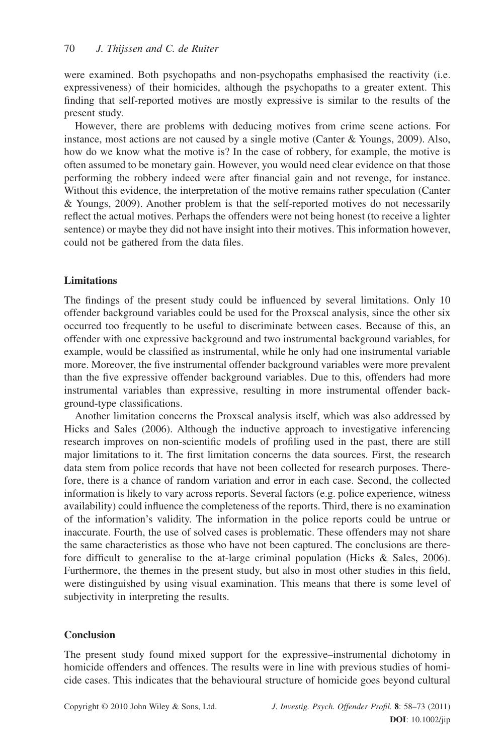were examined. Both psychopaths and non-psychopaths emphasised the reactivity (i.e. expressiveness) of their homicides, although the psychopaths to a greater extent. This finding that self-reported motives are mostly expressive is similar to the results of the present study.

However, there are problems with deducing motives from crime scene actions. For instance, most actions are not caused by a single motive (Canter & Youngs, 2009). Also, how do we know what the motive is? In the case of robbery, for example, the motive is often assumed to be monetary gain. However, you would need clear evidence on that those performing the robbery indeed were after financial gain and not revenge, for instance. Without this evidence, the interpretation of the motive remains rather speculation (Canter & Youngs, 2009). Another problem is that the self-reported motives do not necessarily reflect the actual motives. Perhaps the offenders were not being honest (to receive a lighter sentence) or maybe they did not have insight into their motives. This information however, could not be gathered from the data files.

## Limitations

The findings of the present study could be influenced by several limitations. Only 10 offender background variables could be used for the Proxscal analysis, since the other six occurred too frequently to be useful to discriminate between cases. Because of this, an offender with one expressive background and two instrumental background variables, for example, would be classified as instrumental, while he only had one instrumental variable more. Moreover, the five instrumental offender background variables were more prevalent than the five expressive offender background variables. Due to this, offenders had more instrumental variables than expressive, resulting in more instrumental offender background-type classifications.

Another limitation concerns the Proxscal analysis itself, which was also addressed by Hicks and Sales (2006). Although the inductive approach to investigative inferencing research improves on non-scientific models of profiling used in the past, there are still major limitations to it. The first limitation concerns the data sources. First, the research data stem from police records that have not been collected for research purposes. Therefore, there is a chance of random variation and error in each case. Second, the collected information is likely to vary across reports. Several factors (e.g. police experience, witness availability) could influence the completeness of the reports. Third, there is no examination of the information's validity. The information in the police reports could be untrue or inaccurate. Fourth, the use of solved cases is problematic. These offenders may not share the same characteristics as those who have not been captured. The conclusions are therefore difficult to generalise to the at-large criminal population (Hicks & Sales, 2006). Furthermore, the themes in the present study, but also in most other studies in this field, were distinguished by using visual examination. This means that there is some level of subjectivity in interpreting the results.

## Conclusion

The present study found mixed support for the expressive–instrumental dichotomy in homicide offenders and offences. The results were in line with previous studies of homicide cases. This indicates that the behavioural structure of homicide goes beyond cultural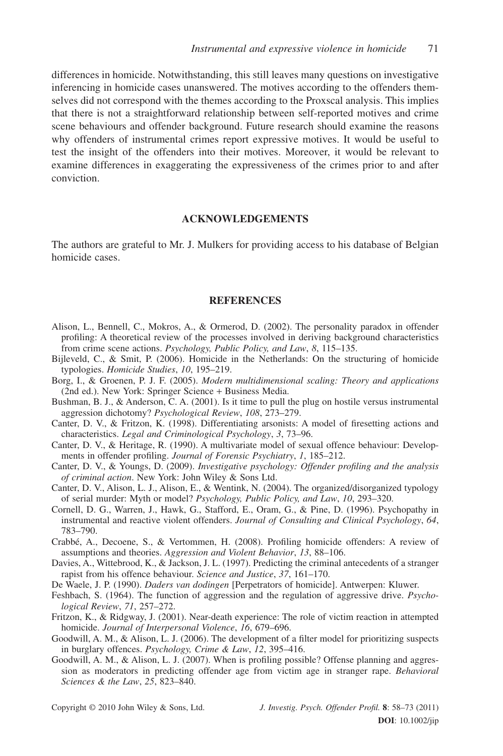differences in homicide. Notwithstanding, this still leaves many questions on investigative inferencing in homicide cases unanswered. The motives according to the offenders themselves did not correspond with the themes according to the Proxscal analysis. This implies that there is not a straightforward relationship between self-reported motives and crime scene behaviours and offender background. Future research should examine the reasons why offenders of instrumental crimes report expressive motives. It would be useful to test the insight of the offenders into their motives. Moreover, it would be relevant to examine differences in exaggerating the expressiveness of the crimes prior to and after conviction.

## ACKNOWLEDGEMENTS

The authors are grateful to Mr. J. Mulkers for providing access to his database of Belgian homicide cases.

## REFERENCES

Alison, L., Bennell, C., Mokros, A., & Ormerod, D. (2002). The personality paradox in offender profiling: A theoretical review of the processes involved in deriving background characteristics from crime scene actions. *Psychology, Public Policy, and Law*, *8*, 115–135.

Bijleveld, C., & Smit, P. (2006). Homicide in the Netherlands: On the structuring of homicide typologies. *Homicide Studies*, *10*, 195–219.

Borg, I., & Groenen, P. J. F. (2005). *Modern multidimensional scaling: Theory and applications* (2nd ed.). New York: Springer Science + Business Media.

Bushman, B. J., & Anderson, C. A. (2001). Is it time to pull the plug on hostile versus instrumental aggression dichotomy? *Psychological Review*, *108*, 273–279.

Canter, D. V., & Fritzon, K. (1998). Differentiating arsonists: A model of firesetting actions and characteristics. *Legal and Criminological Psychology*, *3*, 73–96.

Canter, D. V., & Heritage, R. (1990). A multivariate model of sexual offence behaviour: Developments in offender profiling. *Journal of Forensic Psychiatry*, *1*, 185–212.

Canter, D. V., & Youngs, D. (2009). *Investigative psychology: Offender profiling and the analysis of criminal action*. New York: John Wiley & Sons Ltd.

Canter, D. V., Alison, L. J., Alison, E., & Wentink, N. (2004). The organized/disorganized typology of serial murder: Myth or model? *Psychology, Public Policy, and Law*, *10*, 293–320.

Cornell, D. G., Warren, J., Hawk, G., Stafford, E., Oram, G., & Pine, D. (1996). Psychopathy in instrumental and reactive violent offenders. *Journal of Consulting and Clinical Psychology*, *64*, 783–790.

Crabbé, A., Decoene, S., & Vertommen, H. (2008). Profiling homicide offenders: A review of assumptions and theories. *Aggression and Violent Behavior*, *13*, 88–106.

Davies, A., Wittebrood, K., & Jackson, J. L. (1997). Predicting the criminal antecedents of a stranger rapist from his offence behaviour. *Science and Justice*, *37*, 161–170.

De Waele, J. P. (1990). *Daders van dodingen* [Perpetrators of homicide]. Antwerpen: Kluwer.

Feshbach, S. (1964). The function of aggression and the regulation of aggressive drive. *Psychological Review*, *71*, 257–272.

Fritzon, K., & Ridgway, J. (2001). Near-death experience: The role of victim reaction in attempted homicide. *Journal of Interpersonal Violence*, *16*, 679–696.

Goodwill, A. M., & Alison, L. J. (2006). The development of a filter model for prioritizing suspects in burglary offences. *Psychology, Crime & Law*, *12*, 395–416.

Goodwill, A. M., & Alison, L. J. (2007). When is profiling possible? Offense planning and aggression as moderators in predicting offender age from victim age in stranger rape. *Behavioral Sciences & the Law*, *25*, 823–840.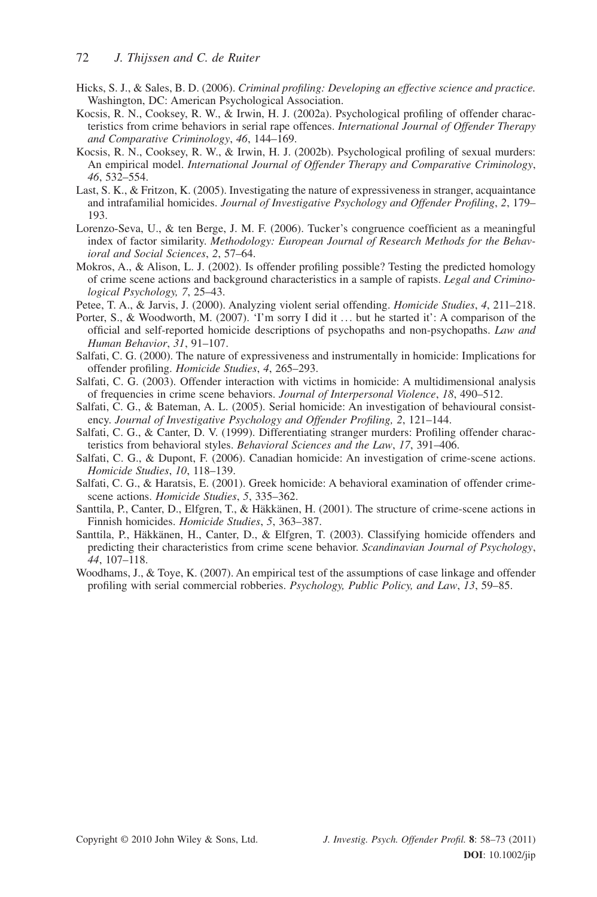Hicks, S. J., & Sales, B. D. (2006). *Criminal profiling: Developing an effective science and practice.* Washington, DC: American Psychological Association.

Kocsis, R. N., Cooksey, R. W., & Irwin, H. J. (2002a). Psychological profiling of offender characteristics from crime behaviors in serial rape offences. *International Journal of Offender Therapy and Comparative Criminology*, *46*, 144–169.

Kocsis, R. N., Cooksey, R. W., & Irwin, H. J. (2002b). Psychological profiling of sexual murders: An empirical model. *International Journal of Offender Therapy and Comparative Criminology*, *46*, 532–554.

Last, S. K., & Fritzon, K. (2005). Investigating the nature of expressiveness in stranger, acquaintance and intrafamilial homicides. *Journal of Investigative Psychology and Offender Profiling*, *2*, 179–193.

Lorenzo-Seva, U., & ten Berge, J. M. F. (2006). Tucker's congruence coefficient as a meaningful index of factor similarity. *Methodology: European Journal of Research Methods for the Behavioral and Social Sciences*, *2*, 57–64.

Mokros, A., & Alison, L. J. (2002). Is offender profiling possible? Testing the predicted homology of crime scene actions and background characteristics in a sample of rapists. *Legal and Criminological Psychology, 7*, 25–43.

Petee, T. A., & Jarvis, J. (2000). Analyzing violent serial offending. *Homicide Studies*, *4*, 211–218.

Porter, S., & Woodworth, M. (2007). 'I'm sorry I did it … but he started it': A comparison of the official and self-reported homicide descriptions of psychopaths and non-psychopaths. *Law and Human Behavior*, *31*, 91–107.

Salfati, C. G. (2000). The nature of expressiveness and instrumentally in homicide: Implications for offender profiling. *Homicide Studies*, *4*, 265–293.

Salfati, C. G. (2003). Offender interaction with victims in homicide: A multidimensional analysis of frequencies in crime scene behaviors. *Journal of Interpersonal Violence*, *18*, 490–512.

Salfati, C. G., & Bateman, A. L. (2005). Serial homicide: An investigation of behavioural consistency. *Journal of Investigative Psychology and Offender Profiling, 2*, 121–144.

Salfati, C. G., & Canter, D. V. (1999). Differentiating stranger murders: Profiling offender characteristics from behavioral styles. *Behavioral Sciences and the Law*, *17*, 391–406.

Salfati, C. G., & Dupont, F. (2006). Canadian homicide: An investigation of crime-scene actions. *Homicide Studies*, *10*, 118–139.

Salfati, C. G., & Haratsis, E. (2001). Greek homicide: A behavioral examination of offender crime-scene actions. *Homicide Studies*, *5*, 335–362.

Santtila, P., Canter, D., Elfgren, T., & Häkkänen, H. (2001). The structure of crime-scene actions in Finnish homicides. *Homicide Studies*, *5*, 363–387.

Santtila, P., Häkkänen, H., Canter, D., & Elfgren, T. (2003). Classifying homicide offenders and predicting their characteristics from crime scene behavior. *Scandinavian Journal of Psychology*, *44*, 107–118.

Woodhams, J., & Toye, K. (2007). An empirical test of the assumptions of case linkage and offender profiling with serial commercial robberies. *Psychology, Public Policy, and Law*, *13*, 59–85.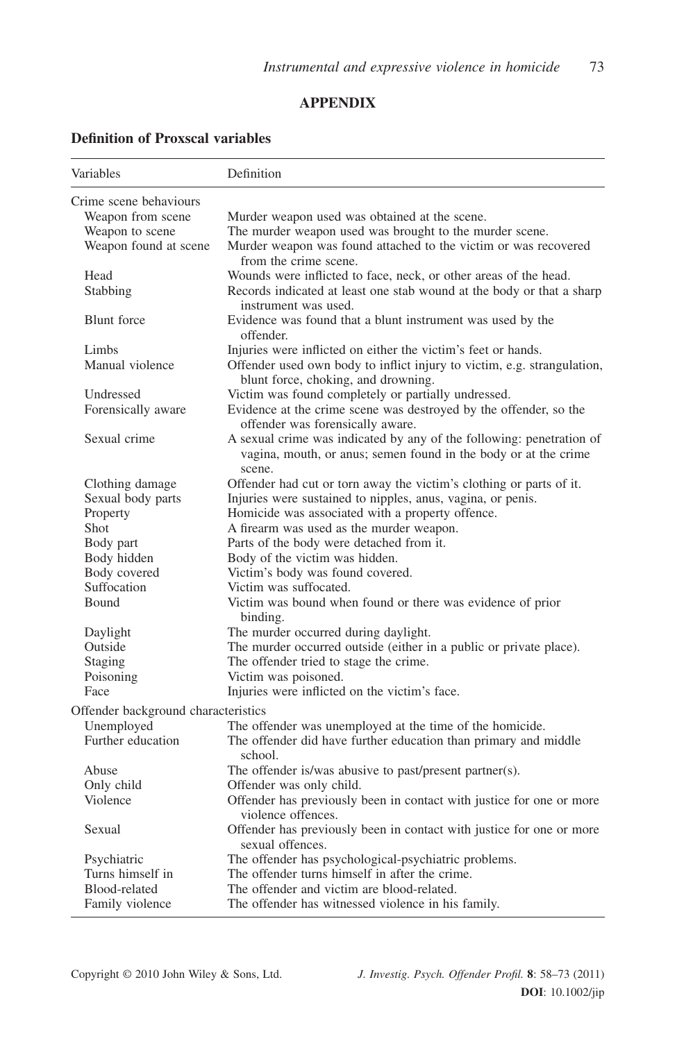## APPENDIX

### Definition of Proxscal variables

| Variables | Definition |
|---|---|
| Crime scene behaviours | |
| Weapon from scene | Murder weapon used was obtained at the scene. |
| Weapon to scene | The murder weapon used was brought to the murder scene. |
| Weapon found at scene | Murder weapon was found attached to the victim or was recovered from the crime scene. |
| Head | Wounds were inflicted to face, neck, or other areas of the head. |
| Stabbing | Records indicated at least one stab wound at the body or that a sharp instrument was used. |
| Blunt force | Evidence was found that a blunt instrument was used by the offender. |
| Limbs | Injuries were inflicted on either the victim's feet or hands. |
| Manual violence | Offender used own body to inflict injury to victim, e.g. strangulation, blunt force, choking, and drowning. |
| Undressed | Victim was found completely or partially undressed. |
| Forensically aware | Evidence at the crime scene was destroyed by the offender, so the offender was forensically aware. |
| Sexual crime | A sexual crime was indicated by any of the following: penetration of vagina, mouth, or anus; semen found in the body or at the crime scene. |
| Clothing damage | Offender had cut or torn away the victim's clothing or parts of it. |
| Sexual body parts | Injuries were sustained to nipples, anus, vagina, or penis. |
| Property | Homicide was associated with a property offence. |
| Shot | A firearm was used as the murder weapon. |
| Body part | Parts of the body were detached from it. |
| Body hidden | Body of the victim was hidden. |
| Body covered | Victim's body was found covered. |
| Suffocation | Victim was suffocated. |
| Bound | Victim was bound when found or there was evidence of prior binding. |
| Daylight | The murder occurred during daylight. |
| Outside | The murder occurred outside (either in a public or private place). |
| Staging | The offender tried to stage the crime. |
| Poisoning | Victim was poisoned. |
| Face | Injuries were inflicted on the victim's face. |
| Offender background characteristics | |
| Unemployed | The offender was unemployed at the time of the homicide. |
| Further education | The offender did have further education than primary and middle school. |
| Abuse | The offender is/was abusive to past/present partner(s). |
| Only child | Offender was only child. |
| Violence | Offender has previously been in contact with justice for one or more violence offences. |
| Sexual | Offender has previously been in contact with justice for one or more sexual offences. |
| Psychiatric | The offender has psychological-psychiatric problems. |
| Turns himself in | The offender turns himself in after the crime. |
| Blood-related | The offender and victim are blood-related. |
| Family violence | The offender has witnessed violence in his family. |